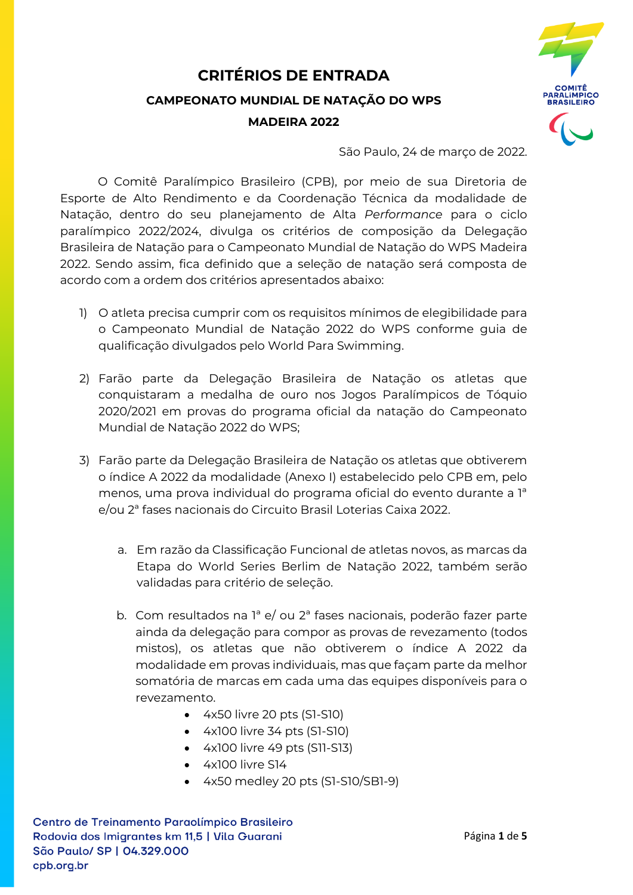# CRITÉRIOS DE ENTRADA

## CAMPEONATO MUNDIAL DE NATAÇÃO DO WPS

## MADEIRA 2022

São Paulo, 24 de março de 2022.

O Comitê Paralímpico Brasileiro (CPB), por meio de sua Diretoria de Esporte de Alto Rendimento e da Coordenação Técnica da modalidade de Natação, dentro do seu planejamento de Alta *Performance* para o ciclo paralímpico 2022/2024, divulga os critérios de composição da Delegação Brasileira de Natação para o Campeonato Mundial de Natação do WPS Madeira 2022. Sendo assim, fica definido que a seleção de natação será composta de acordo com a ordem dos critérios apresentados abaixo:

1) O atleta precisa cumprir com os requisitos mínimos de elegibilidade para o Campeonato Mundial de Natação 2022 do WPS conforme guia de qualificação divulgados pelo World Para Swimming.

2) Farão parte da Delegação Brasileira de Natação os atletas que conquistaram a medalha de ouro nos Jogos Paralímpicos de Tóquio 2020/2021 em provas do programa oficial da natação do Campeonato Mundial de Natação 2022 do WPS;

3) Farão parte da Delegação Brasileira de Natação os atletas que obtiverem o índice A 2022 da modalidade (Anexo I) estabelecido pelo CPB em, pelo menos, uma prova individual do programa oficial do evento durante a 1ª e/ou 2ª fases nacionais do Circuito Brasil Loterias Caixa 2022.

   a. Em razão da Classificação Funcional de atletas novos, as marcas da Etapa do World Series Berlim de Natação 2022, também serão validadas para critério de seleção.

   b. Com resultados na 1ª e/ ou 2ª fases nacionais, poderão fazer parte ainda da delegação para compor as provas de revezamento (todos mistos), os atletas que não obtiverem o índice A 2022 da modalidade em provas individuais, mas que façam parte da melhor somatória de marcas em cada uma das equipes disponíveis para o revezamento.

      - 4x50 livre 20 pts (S1-S10)
      - 4x100 livre 34 pts (S1-S10)
      - 4x100 livre 49 pts (S11-S13)
      - 4x100 livre S14
      - 4x50 medley 20 pts (S1-S10/SB1-9)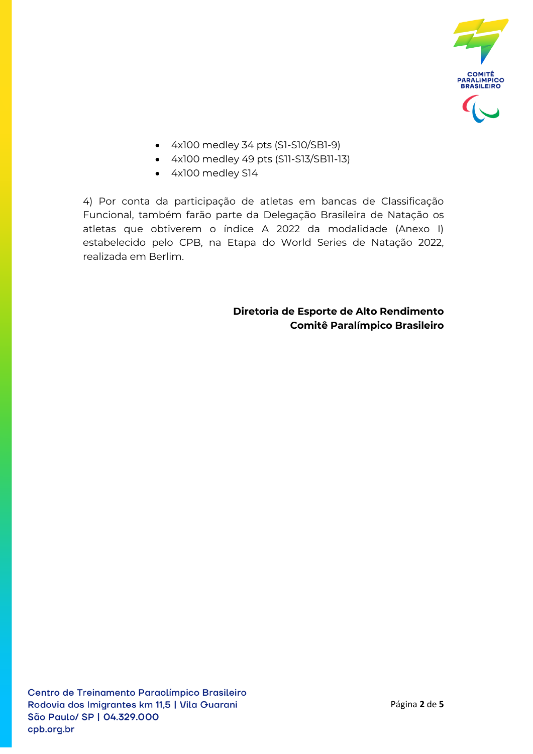- 4x100 medley 34 pts (S1-S10/SB1-9)
- 4x100 medley 49 pts (S11-S13/SB11-13)
- 4x100 medley S14

4) Por conta da participação de atletas em bancas de Classificação Funcional, também farão parte da Delegação Brasileira de Natação os atletas que obtiverem o índice A 2022 da modalidade (Anexo I) estabelecido pelo CPB, na Etapa do World Series de Natação 2022, realizada em Berlim.

**Diretoria de Esporte de Alto Rendimento**
**Comitê Paralímpico Brasileiro**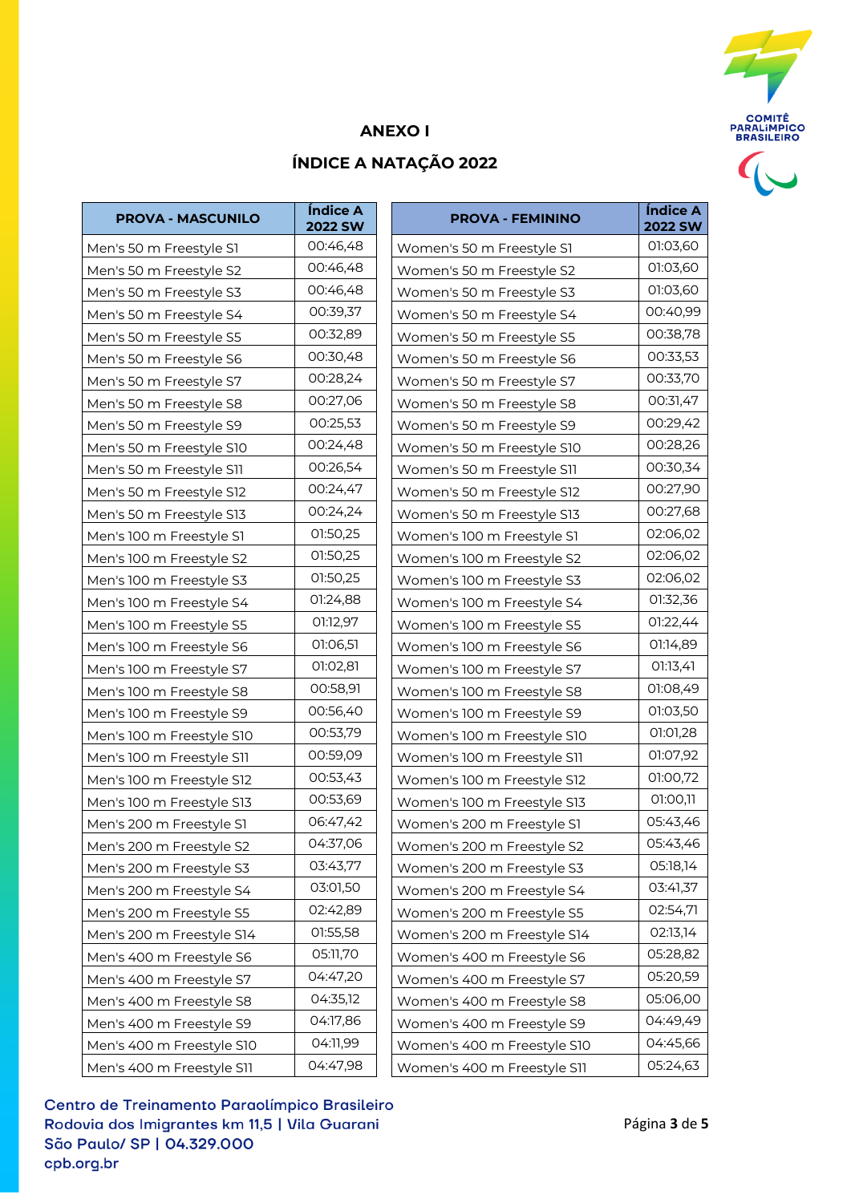## ANEXO I

## ÍNDICE A NATAÇÃO 2022

| PROVA - MASCUNILO | Índice A 2022 SW |
|---|---|
| Men's 50 m Freestyle S1 | 00:46,48 |
| Men's 50 m Freestyle S2 | 00:46,48 |
| Men's 50 m Freestyle S3 | 00:46,48 |
| Men's 50 m Freestyle S4 | 00:39,37 |
| Men's 50 m Freestyle S5 | 00:32,89 |
| Men's 50 m Freestyle S6 | 00:30,48 |
| Men's 50 m Freestyle S7 | 00:28,24 |
| Men's 50 m Freestyle S8 | 00:27,06 |
| Men's 50 m Freestyle S9 | 00:25,53 |
| Men's 50 m Freestyle S10 | 00:24,48 |
| Men's 50 m Freestyle S11 | 00:26,54 |
| Men's 50 m Freestyle S12 | 00:24,47 |
| Men's 50 m Freestyle S13 | 00:24,24 |
| Men's 100 m Freestyle S1 | 01:50,25 |
| Men's 100 m Freestyle S2 | 01:50,25 |
| Men's 100 m Freestyle S3 | 01:50,25 |
| Men's 100 m Freestyle S4 | 01:24,88 |
| Men's 100 m Freestyle S5 | 01:12,97 |
| Men's 100 m Freestyle S6 | 01:06,51 |
| Men's 100 m Freestyle S7 | 01:02,81 |
| Men's 100 m Freestyle S8 | 00:58,91 |
| Men's 100 m Freestyle S9 | 00:56,40 |
| Men's 100 m Freestyle S10 | 00:53,79 |
| Men's 100 m Freestyle S11 | 00:59,09 |
| Men's 100 m Freestyle S12 | 00:53,43 |
| Men's 100 m Freestyle S13 | 00:53,69 |
| Men's 200 m Freestyle S1 | 06:47,42 |
| Men's 200 m Freestyle S2 | 04:37,06 |
| Men's 200 m Freestyle S3 | 03:43,77 |
| Men's 200 m Freestyle S4 | 03:01,50 |
| Men's 200 m Freestyle S5 | 02:42,89 |
| Men's 200 m Freestyle S14 | 01:55,58 |
| Men's 400 m Freestyle S6 | 05:11,70 |
| Men's 400 m Freestyle S7 | 04:47,20 |
| Men's 400 m Freestyle S8 | 04:35,12 |
| Men's 400 m Freestyle S9 | 04:17,86 |
| Men's 400 m Freestyle S10 | 04:11,99 |
| Men's 400 m Freestyle S11 | 04:47,98 |

| PROVA - FEMININO | Índice A 2022 SW |
|---|---|
| Women's 50 m Freestyle S1 | 01:03,60 |
| Women's 50 m Freestyle S2 | 01:03,60 |
| Women's 50 m Freestyle S3 | 01:03,60 |
| Women's 50 m Freestyle S4 | 00:40,99 |
| Women's 50 m Freestyle S5 | 00:38,78 |
| Women's 50 m Freestyle S6 | 00:33,53 |
| Women's 50 m Freestyle S7 | 00:33,70 |
| Women's 50 m Freestyle S8 | 00:31,47 |
| Women's 50 m Freestyle S9 | 00:29,42 |
| Women's 50 m Freestyle S10 | 00:28,26 |
| Women's 50 m Freestyle S11 | 00:30,34 |
| Women's 50 m Freestyle S12 | 00:27,90 |
| Women's 50 m Freestyle S13 | 00:27,68 |
| Women's 100 m Freestyle S1 | 02:06,02 |
| Women's 100 m Freestyle S2 | 02:06,02 |
| Women's 100 m Freestyle S3 | 02:06,02 |
| Women's 100 m Freestyle S4 | 01:32,36 |
| Women's 100 m Freestyle S5 | 01:22,44 |
| Women's 100 m Freestyle S6 | 01:14,89 |
| Women's 100 m Freestyle S7 | 01:13,41 |
| Women's 100 m Freestyle S8 | 01:08,49 |
| Women's 100 m Freestyle S9 | 01:03,50 |
| Women's 100 m Freestyle S10 | 01:01,28 |
| Women's 100 m Freestyle S11 | 01:07,92 |
| Women's 100 m Freestyle S12 | 01:00,72 |
| Women's 100 m Freestyle S13 | 01:00,11 |
| Women's 200 m Freestyle S1 | 05:43,46 |
| Women's 200 m Freestyle S2 | 05:43,46 |
| Women's 200 m Freestyle S3 | 05:18,14 |
| Women's 200 m Freestyle S4 | 03:41,37 |
| Women's 200 m Freestyle S5 | 02:54,71 |
| Women's 200 m Freestyle S14 | 02:13,14 |
| Women's 400 m Freestyle S6 | 05:28,82 |
| Women's 400 m Freestyle S7 | 05:20,59 |
| Women's 400 m Freestyle S8 | 05:06,00 |
| Women's 400 m Freestyle S9 | 04:49,49 |
| Women's 400 m Freestyle S10 | 04:45,66 |
| Women's 400 m Freestyle S11 | 05:24,63 |

Centro de Treinamento Paraolímpico Brasileiro
Rodovia dos Imigrantes km 11,5 | Vila Guarani
São Paulo/ SP | 04.329.000
cpb.org.br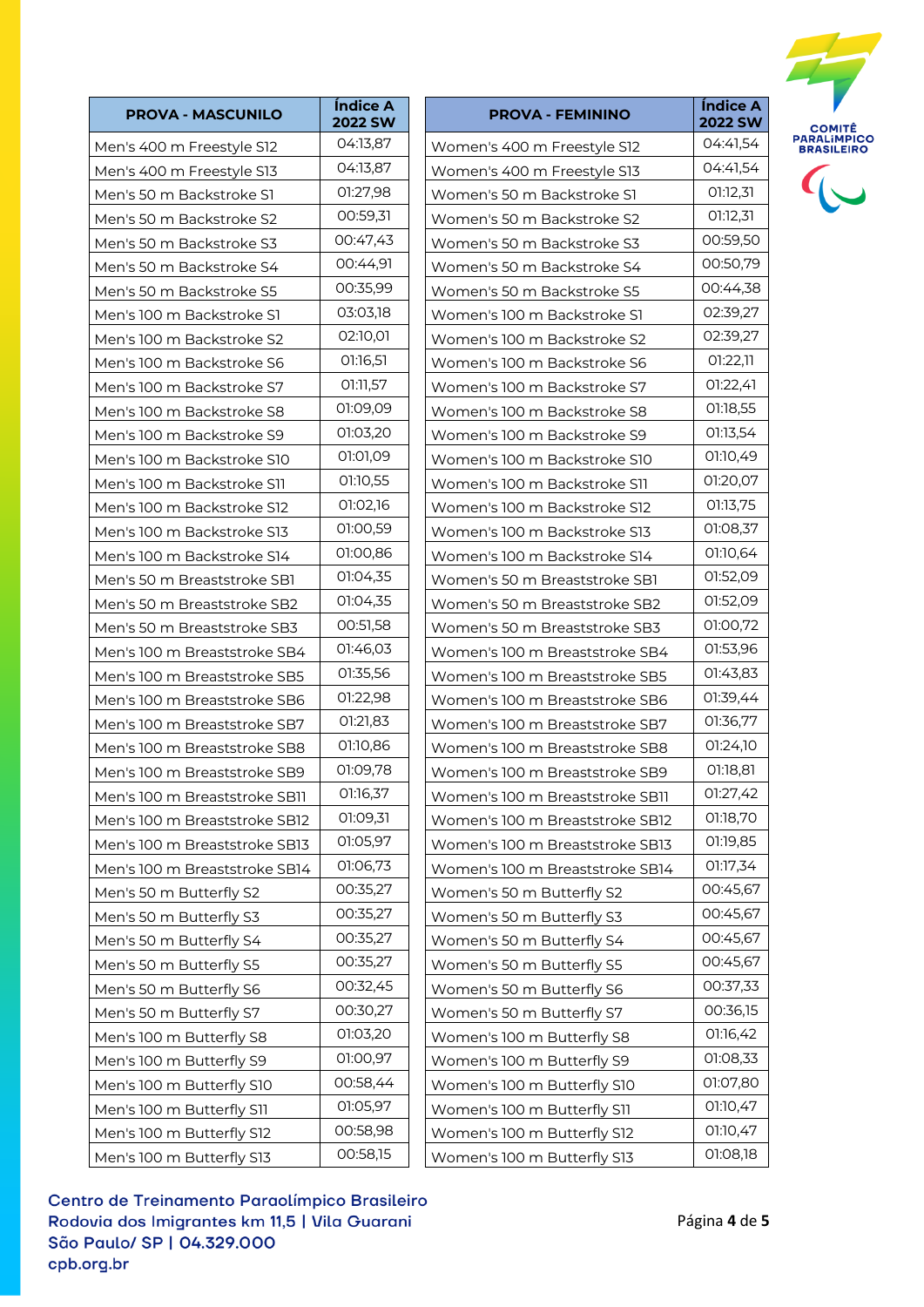| PROVA - MASCUNILO | Índice A 2022 SW |
|---|---|
| Men's 400 m Freestyle S12 | 04:13,87 |
| Men's 400 m Freestyle S13 | 04:13,87 |
| Men's 50 m Backstroke S1 | 01:27,98 |
| Men's 50 m Backstroke S2 | 00:59,31 |
| Men's 50 m Backstroke S3 | 00:47,43 |
| Men's 50 m Backstroke S4 | 00:44,91 |
| Men's 50 m Backstroke S5 | 00:35,99 |
| Men's 100 m Backstroke S1 | 03:03,18 |
| Men's 100 m Backstroke S2 | 02:10,01 |
| Men's 100 m Backstroke S6 | 01:16,51 |
| Men's 100 m Backstroke S7 | 01:11,57 |
| Men's 100 m Backstroke S8 | 01:09,09 |
| Men's 100 m Backstroke S9 | 01:03,20 |
| Men's 100 m Backstroke S10 | 01:01,09 |
| Men's 100 m Backstroke S11 | 01:10,55 |
| Men's 100 m Backstroke S12 | 01:02,16 |
| Men's 100 m Backstroke S13 | 01:00,59 |
| Men's 100 m Backstroke S14 | 01:00,86 |
| Men's 50 m Breaststroke SB1 | 01:04,35 |
| Men's 50 m Breaststroke SB2 | 01:04,35 |
| Men's 50 m Breaststroke SB3 | 00:51,58 |
| Men's 100 m Breaststroke SB4 | 01:46,03 |
| Men's 100 m Breaststroke SB5 | 01:35,56 |
| Men's 100 m Breaststroke SB6 | 01:22,98 |
| Men's 100 m Breaststroke SB7 | 01:21,83 |
| Men's 100 m Breaststroke SB8 | 01:10,86 |
| Men's 100 m Breaststroke SB9 | 01:09,78 |
| Men's 100 m Breaststroke SB11 | 01:16,37 |
| Men's 100 m Breaststroke SB12 | 01:09,31 |
| Men's 100 m Breaststroke SB13 | 01:05,97 |
| Men's 100 m Breaststroke SB14 | 01:06,73 |
| Men's 50 m Butterfly S2 | 00:35,27 |
| Men's 50 m Butterfly S3 | 00:35,27 |
| Men's 50 m Butterfly S4 | 00:35,27 |
| Men's 50 m Butterfly S5 | 00:35,27 |
| Men's 50 m Butterfly S6 | 00:32,45 |
| Men's 50 m Butterfly S7 | 00:30,27 |
| Men's 100 m Butterfly S8 | 01:03,20 |
| Men's 100 m Butterfly S9 | 01:00,97 |
| Men's 100 m Butterfly S10 | 00:58,44 |
| Men's 100 m Butterfly S11 | 01:05,97 |
| Men's 100 m Butterfly S12 | 00:58,98 |
| Men's 100 m Butterfly S13 | 00:58,15 |

| PROVA - FEMININO | Índice A 2022 SW |
|---|---|
| Women's 400 m Freestyle S12 | 04:41,54 |
| Women's 400 m Freestyle S13 | 04:41,54 |
| Women's 50 m Backstroke S1 | 01:12,31 |
| Women's 50 m Backstroke S2 | 01:12,31 |
| Women's 50 m Backstroke S3 | 00:59,50 |
| Women's 50 m Backstroke S4 | 00:50,79 |
| Women's 50 m Backstroke S5 | 00:44,38 |
| Women's 100 m Backstroke S1 | 02:39,27 |
| Women's 100 m Backstroke S2 | 02:39,27 |
| Women's 100 m Backstroke S6 | 01:22,11 |
| Women's 100 m Backstroke S7 | 01:22,41 |
| Women's 100 m Backstroke S8 | 01:18,55 |
| Women's 100 m Backstroke S9 | 01:13,54 |
| Women's 100 m Backstroke S10 | 01:10,49 |
| Women's 100 m Backstroke S11 | 01:20,07 |
| Women's 100 m Backstroke S12 | 01:13,75 |
| Women's 100 m Backstroke S13 | 01:08,37 |
| Women's 100 m Backstroke S14 | 01:10,64 |
| Women's 50 m Breaststroke SB1 | 01:52,09 |
| Women's 50 m Breaststroke SB2 | 01:52,09 |
| Women's 50 m Breaststroke SB3 | 01:00,72 |
| Women's 100 m Breaststroke SB4 | 01:53,96 |
| Women's 100 m Breaststroke SB5 | 01:43,83 |
| Women's 100 m Breaststroke SB6 | 01:39,44 |
| Women's 100 m Breaststroke SB7 | 01:36,77 |
| Women's 100 m Breaststroke SB8 | 01:24,10 |
| Women's 100 m Breaststroke SB9 | 01:18,81 |
| Women's 100 m Breaststroke SB11 | 01:27,42 |
| Women's 100 m Breaststroke SB12 | 01:18,70 |
| Women's 100 m Breaststroke SB13 | 01:19,85 |
| Women's 100 m Breaststroke SB14 | 01:17,34 |
| Women's 50 m Butterfly S2 | 00:45,67 |
| Women's 50 m Butterfly S3 | 00:45,67 |
| Women's 50 m Butterfly S4 | 00:45,67 |
| Women's 50 m Butterfly S5 | 00:45,67 |
| Women's 50 m Butterfly S6 | 00:37,33 |
| Women's 50 m Butterfly S7 | 00:36,15 |
| Women's 100 m Butterfly S8 | 01:16,42 |
| Women's 100 m Butterfly S9 | 01:08,33 |
| Women's 100 m Butterfly S10 | 01:07,80 |
| Women's 100 m Butterfly S11 | 01:10,47 |
| Women's 100 m Butterfly S12 | 01:10,47 |
| Women's 100 m Butterfly S13 | 01:08,18 |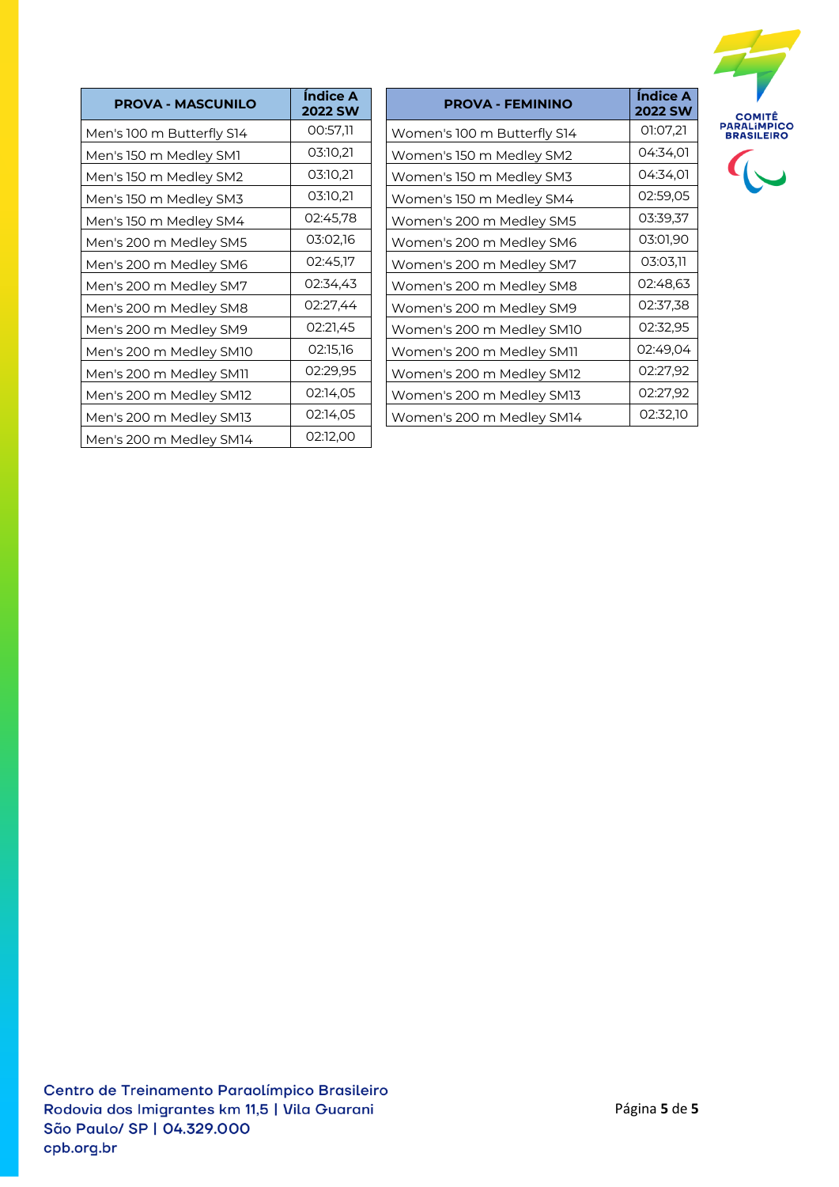| PROVA - MASCUNILO | Índice A 2022 SW |
|---|---|
| Men's 100 m Butterfly S14 | 00:57,11 |
| Men's 150 m Medley SM1 | 03:10,21 |
| Men's 150 m Medley SM2 | 03:10,21 |
| Men's 150 m Medley SM3 | 03:10,21 |
| Men's 150 m Medley SM4 | 02:45,78 |
| Men's 200 m Medley SM5 | 03:02,16 |
| Men's 200 m Medley SM6 | 02:45,17 |
| Men's 200 m Medley SM7 | 02:34,43 |
| Men's 200 m Medley SM8 | 02:27,44 |
| Men's 200 m Medley SM9 | 02:21,45 |
| Men's 200 m Medley SM10 | 02:15,16 |
| Men's 200 m Medley SM11 | 02:29,95 |
| Men's 200 m Medley SM12 | 02:14,05 |
| Men's 200 m Medley SM13 | 02:14,05 |
| Men's 200 m Medley SM14 | 02:12,00 |

| PROVA - FEMININO | Índice A 2022 SW |
|---|---|
| Women's 100 m Butterfly S14 | 01:07,21 |
| Women's 150 m Medley SM2 | 04:34,01 |
| Women's 150 m Medley SM3 | 04:34,01 |
| Women's 150 m Medley SM4 | 02:59,05 |
| Women's 200 m Medley SM5 | 03:39,37 |
| Women's 200 m Medley SM6 | 03:01,90 |
| Women's 200 m Medley SM7 | 03:03,11 |
| Women's 200 m Medley SM8 | 02:48,63 |
| Women's 200 m Medley SM9 | 02:37,38 |
| Women's 200 m Medley SM10 | 02:32,95 |
| Women's 200 m Medley SM11 | 02:49,04 |
| Women's 200 m Medley SM12 | 02:27,92 |
| Women's 200 m Medley SM13 | 02:27,92 |
| Women's 200 m Medley SM14 | 02:32,10 |

Centro de Treinamento Paraolímpico Brasileiro
Rodovia dos Imigrantes km 11,5 | Vila Guarani
São Paulo/ SP | 04.329.000
cpb.org.br